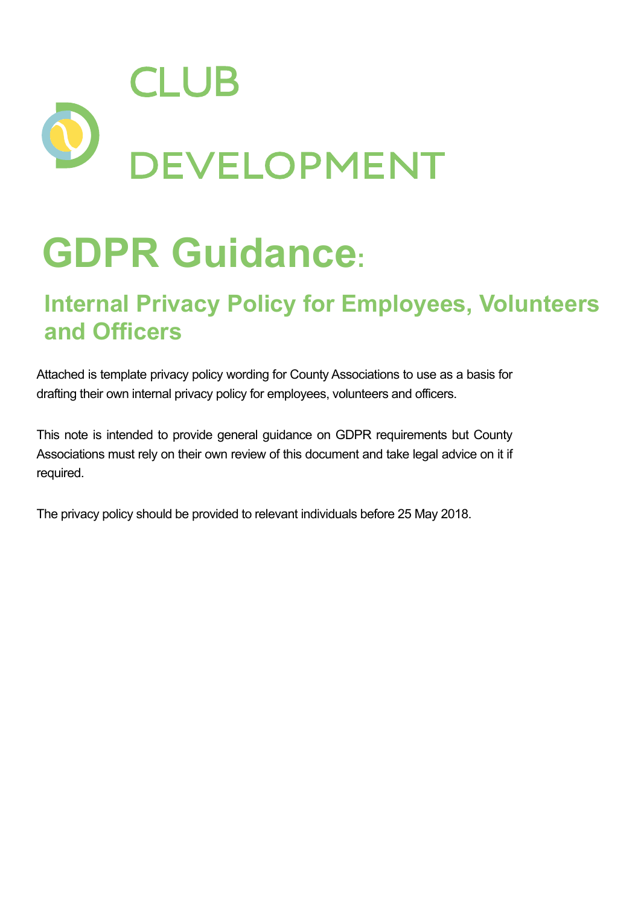CLUB

DEVELOPMENT

# GDPR Guidance:

## Internal Privacy Policy for Employees, Volunteers and Officers

Attached is template privacy policy wording for County Associations to use as a basis for drafting their own internal privacy policy for employees, volunteers and officers.

This note is intended to provide general guidance on GDPR requirements but County Associations must rely on their own review of this document and take legal advice on it if required.

The privacy policy should be provided to relevant individuals before 25 May 2018.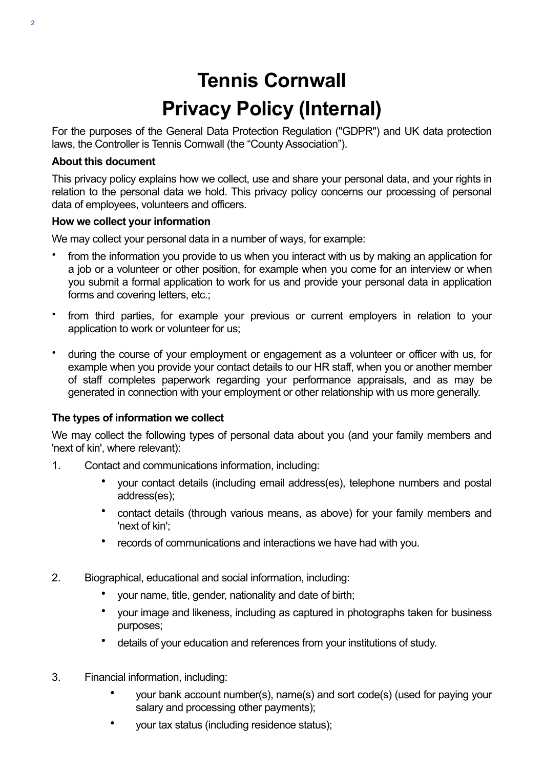# Tennis Cornwall
# Privacy Policy (Internal)

For the purposes of the General Data Protection Regulation ("GDPR") and UK data protection laws, the Controller is Tennis Cornwall (the "County Association").

**About this document**

This privacy policy explains how we collect, use and share your personal data, and your rights in relation to the personal data we hold. This privacy policy concerns our processing of personal data of employees, volunteers and officers.

**How we collect your information**

We may collect your personal data in a number of ways, for example:

- from the information you provide to us when you interact with us by making an application for a job or a volunteer or other position, for example when you come for an interview or when you submit a formal application to work for us and provide your personal data in application forms and covering letters, etc.;
- from third parties, for example your previous or current employers in relation to your application to work or volunteer for us;
- during the course of your employment or engagement as a volunteer or officer with us, for example when you provide your contact details to our HR staff, when you or another member of staff completes paperwork regarding your performance appraisals, and as may be generated in connection with your employment or other relationship with us more generally.

**The types of information we collect**

We may collect the following types of personal data about you (and your family members and 'next of kin', where relevant):

1. Contact and communications information, including:
    - your contact details (including email address(es), telephone numbers and postal address(es);
    - contact details (through various means, as above) for your family members and 'next of kin';
    - records of communications and interactions we have had with you.

2. Biographical, educational and social information, including:
    - your name, title, gender, nationality and date of birth;
    - your image and likeness, including as captured in photographs taken for business purposes;
    - details of your education and references from your institutions of study.

3. Financial information, including:
    - your bank account number(s), name(s) and sort code(s) (used for paying your salary and processing other payments);
    - your tax status (including residence status);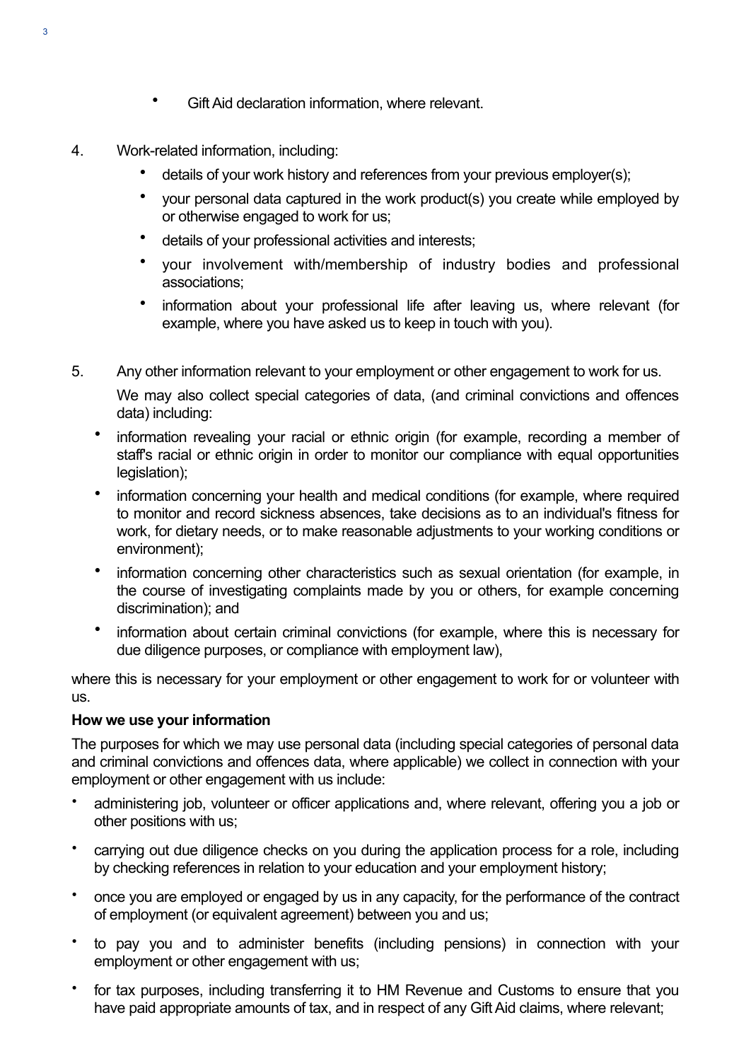- Gift Aid declaration information, where relevant.

4. Work-related information, including:
    - details of your work history and references from your previous employer(s);
    - your personal data captured in the work product(s) you create while employed by or otherwise engaged to work for us;
    - details of your professional activities and interests;
    - your involvement with/membership of industry bodies and professional associations;
    - information about your professional life after leaving us, where relevant (for example, where you have asked us to keep in touch with you).

5. Any other information relevant to your employment or other engagement to work for us.

    We may also collect special categories of data, (and criminal convictions and offences data) including:

- information revealing your racial or ethnic origin (for example, recording a member of staff's racial or ethnic origin in order to monitor our compliance with equal opportunities legislation);
- information concerning your health and medical conditions (for example, where required to monitor and record sickness absences, take decisions as to an individual's fitness for work, for dietary needs, or to make reasonable adjustments to your working conditions or environment);
- information concerning other characteristics such as sexual orientation (for example, in the course of investigating complaints made by you or others, for example concerning discrimination); and
- information about certain criminal convictions (for example, where this is necessary for due diligence purposes, or compliance with employment law),

where this is necessary for your employment or other engagement to work for or volunteer with us.

**How we use your information**

The purposes for which we may use personal data (including special categories of personal data and criminal convictions and offences data, where applicable) we collect in connection with your employment or other engagement with us include:

- administering job, volunteer or officer applications and, where relevant, offering you a job or other positions with us;
- carrying out due diligence checks on you during the application process for a role, including by checking references in relation to your education and your employment history;
- once you are employed or engaged by us in any capacity, for the performance of the contract of employment (or equivalent agreement) between you and us;
- to pay you and to administer benefits (including pensions) in connection with your employment or other engagement with us;
- for tax purposes, including transferring it to HM Revenue and Customs to ensure that you have paid appropriate amounts of tax, and in respect of any Gift Aid claims, where relevant;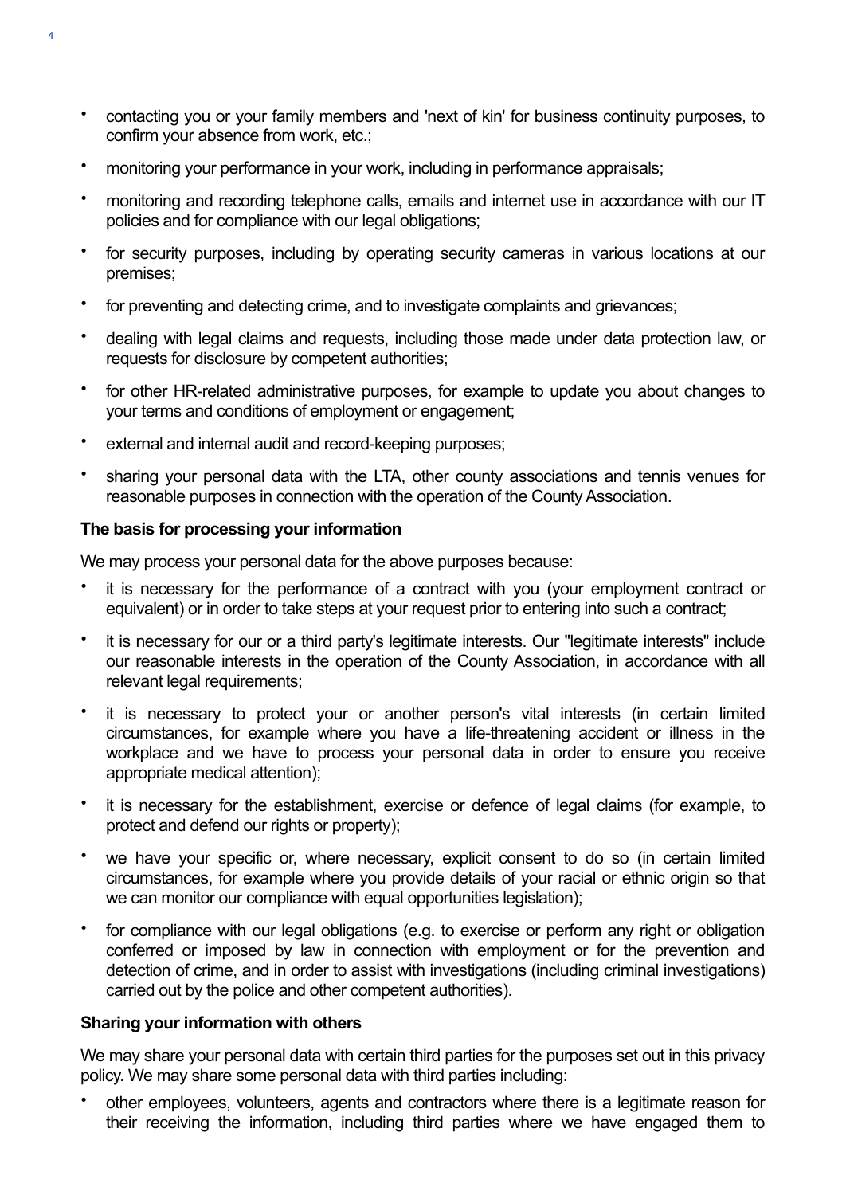- contacting you or your family members and 'next of kin' for business continuity purposes, to confirm your absence from work, etc.;
- monitoring your performance in your work, including in performance appraisals;
- monitoring and recording telephone calls, emails and internet use in accordance with our IT policies and for compliance with our legal obligations;
- for security purposes, including by operating security cameras in various locations at our premises;
- for preventing and detecting crime, and to investigate complaints and grievances;
- dealing with legal claims and requests, including those made under data protection law, or requests for disclosure by competent authorities;
- for other HR-related administrative purposes, for example to update you about changes to your terms and conditions of employment or engagement;
- external and internal audit and record-keeping purposes;
- sharing your personal data with the LTA, other county associations and tennis venues for reasonable purposes in connection with the operation of the County Association.

**The basis for processing your information**

We may process your personal data for the above purposes because:

- it is necessary for the performance of a contract with you (your employment contract or equivalent) or in order to take steps at your request prior to entering into such a contract;
- it is necessary for our or a third party's legitimate interests. Our "legitimate interests" include our reasonable interests in the operation of the County Association, in accordance with all relevant legal requirements;
- it is necessary to protect your or another person's vital interests (in certain limited circumstances, for example where you have a life-threatening accident or illness in the workplace and we have to process your personal data in order to ensure you receive appropriate medical attention);
- it is necessary for the establishment, exercise or defence of legal claims (for example, to protect and defend our rights or property);
- we have your specific or, where necessary, explicit consent to do so (in certain limited circumstances, for example where you provide details of your racial or ethnic origin so that we can monitor our compliance with equal opportunities legislation);
- for compliance with our legal obligations (e.g. to exercise or perform any right or obligation conferred or imposed by law in connection with employment or for the prevention and detection of crime, and in order to assist with investigations (including criminal investigations) carried out by the police and other competent authorities).

**Sharing your information with others**

We may share your personal data with certain third parties for the purposes set out in this privacy policy. We may share some personal data with third parties including:

- other employees, volunteers, agents and contractors where there is a legitimate reason for their receiving the information, including third parties where we have engaged them to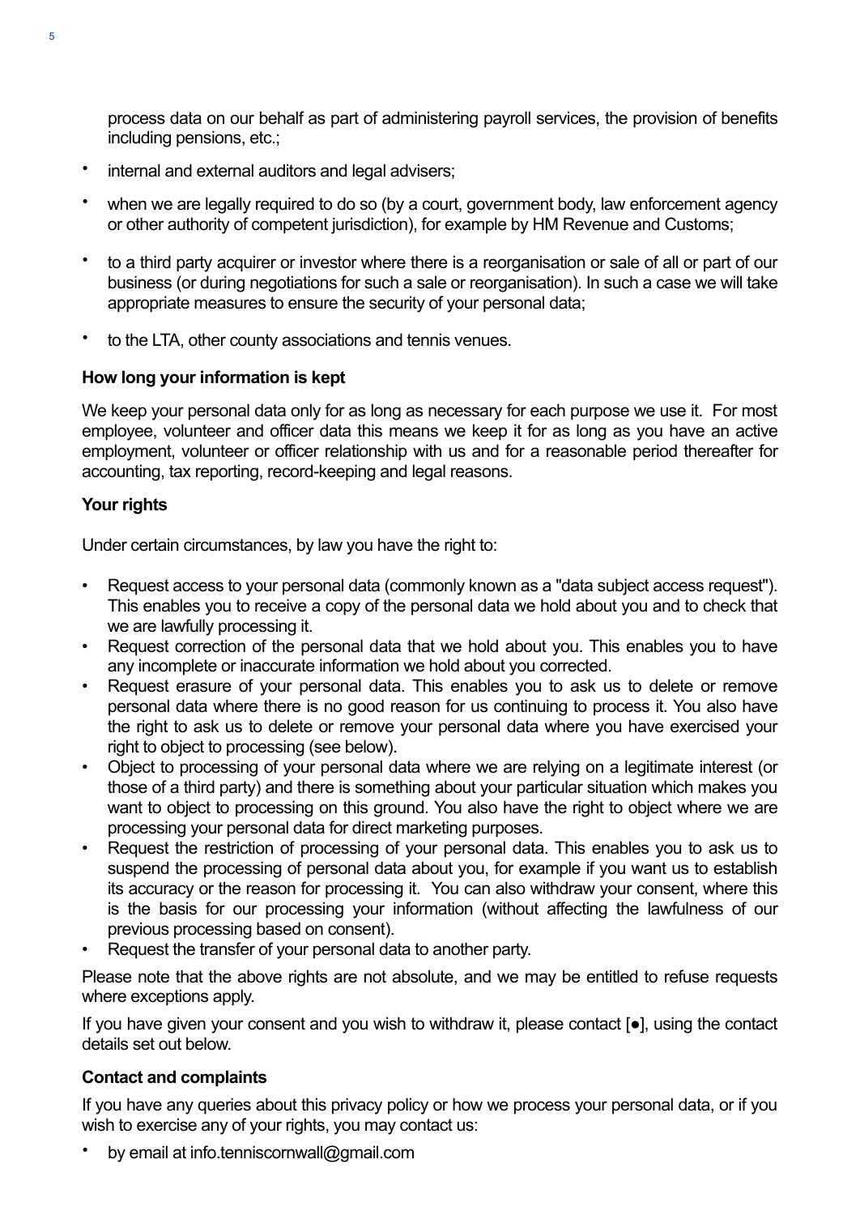process data on our behalf as part of administering payroll services, the provision of benefits including pensions, etc.;

- internal and external auditors and legal advisers;
- when we are legally required to do so (by a court, government body, law enforcement agency or other authority of competent jurisdiction), for example by HM Revenue and Customs;
- to a third party acquirer or investor where there is a reorganisation or sale of all or part of our business (or during negotiations for such a sale or reorganisation). In such a case we will take appropriate measures to ensure the security of your personal data;
- to the LTA, other county associations and tennis venues.

**How long your information is kept**

We keep your personal data only for as long as necessary for each purpose we use it. For most employee, volunteer and officer data this means we keep it for as long as you have an active employment, volunteer or officer relationship with us and for a reasonable period thereafter for accounting, tax reporting, record-keeping and legal reasons.

**Your rights**

Under certain circumstances, by law you have the right to:

- Request access to your personal data (commonly known as a "data subject access request"). This enables you to receive a copy of the personal data we hold about you and to check that we are lawfully processing it.
- Request correction of the personal data that we hold about you. This enables you to have any incomplete or inaccurate information we hold about you corrected.
- Request erasure of your personal data. This enables you to ask us to delete or remove personal data where there is no good reason for us continuing to process it. You also have the right to ask us to delete or remove your personal data where you have exercised your right to object to processing (see below).
- Object to processing of your personal data where we are relying on a legitimate interest (or those of a third party) and there is something about your particular situation which makes you want to object to processing on this ground. You also have the right to object where we are processing your personal data for direct marketing purposes.
- Request the restriction of processing of your personal data. This enables you to ask us to suspend the processing of personal data about you, for example if you want us to establish its accuracy or the reason for processing it. You can also withdraw your consent, where this is the basis for our processing your information (without affecting the lawfulness of our previous processing based on consent).
- Request the transfer of your personal data to another party.

Please note that the above rights are not absolute, and we may be entitled to refuse requests where exceptions apply.

If you have given your consent and you wish to withdraw it, please contact [●], using the contact details set out below.

**Contact and complaints**

If you have any queries about this privacy policy or how we process your personal data, or if you wish to exercise any of your rights, you may contact us:

- by email at info.tenniscornwall@gmail.com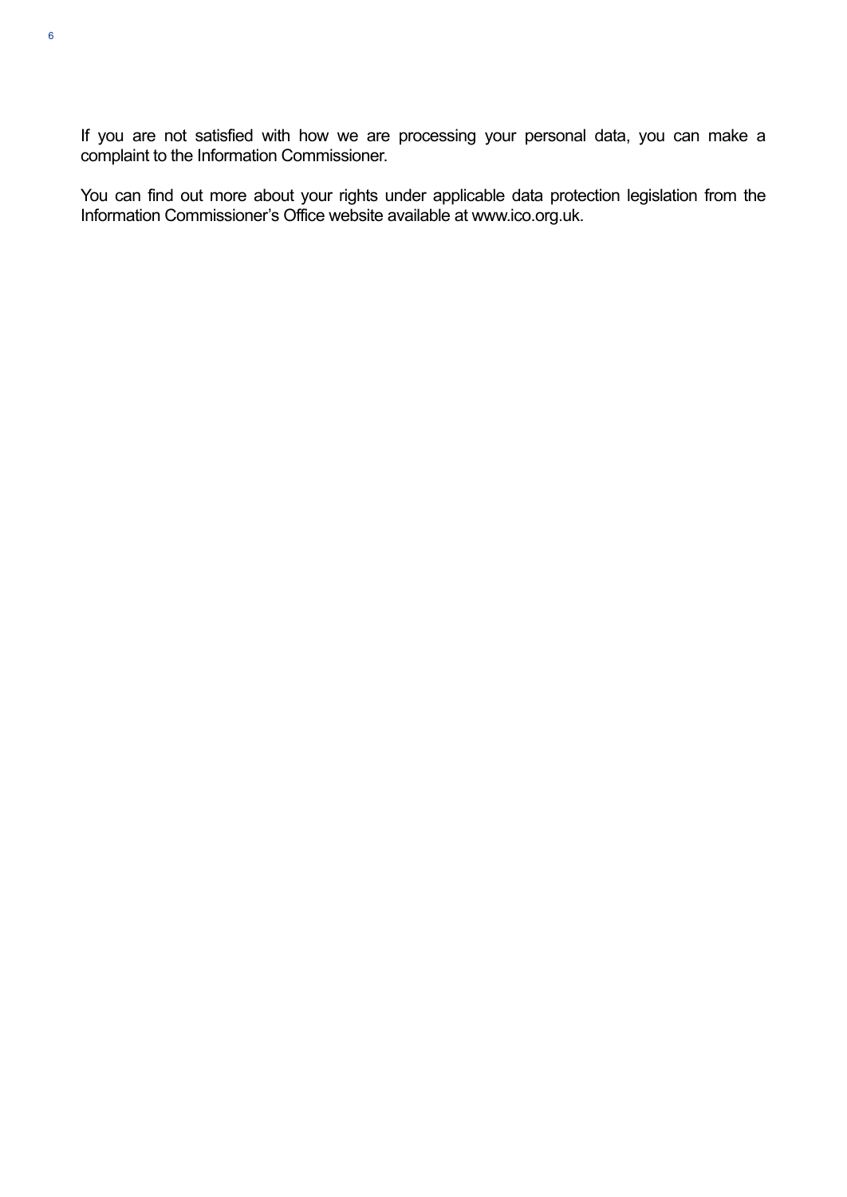If you are not satisfied with how we are processing your personal data, you can make a complaint to the Information Commissioner.

You can find out more about your rights under applicable data protection legislation from the Information Commissioner's Office website available at www.ico.org.uk.